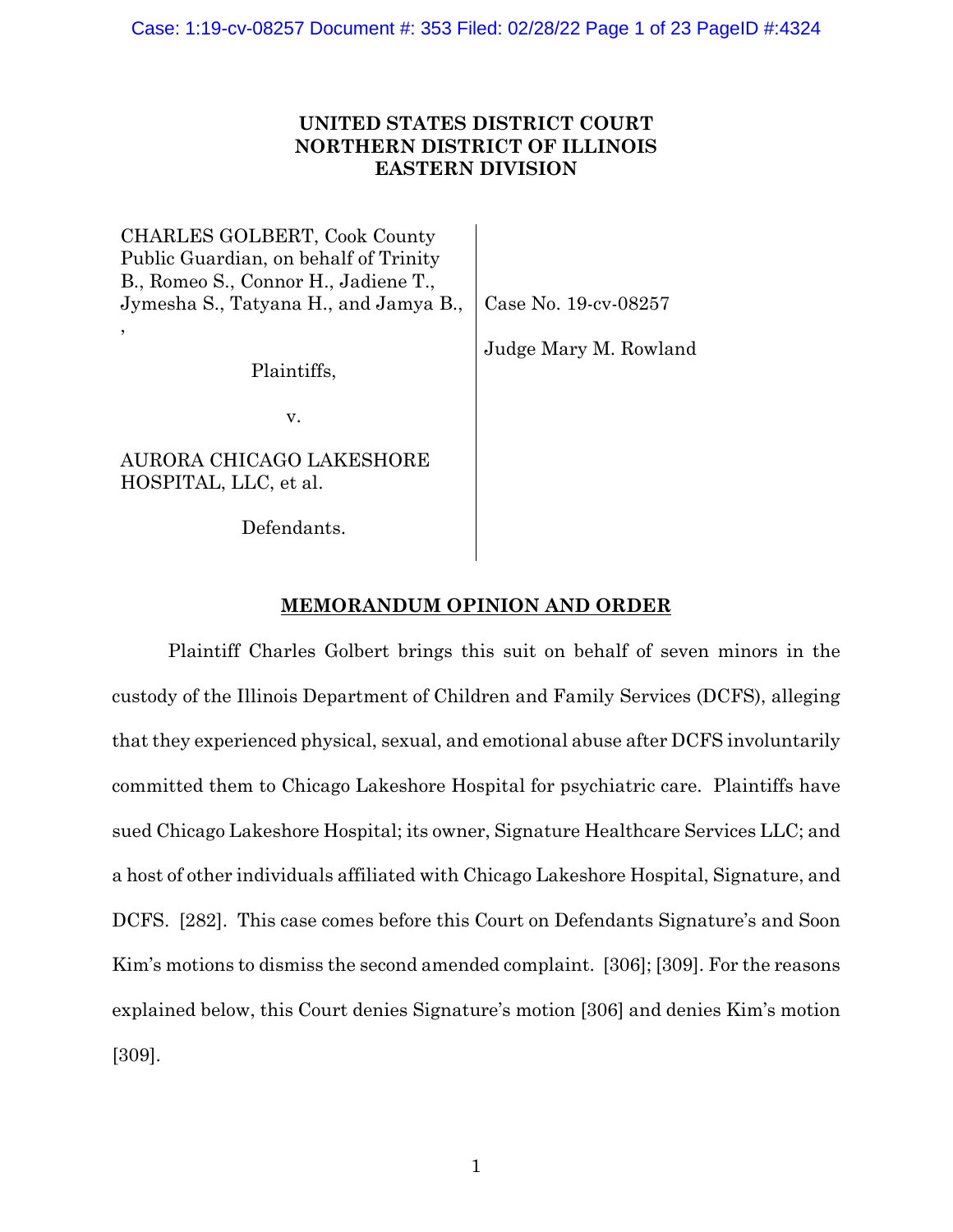UNITED STATES DISTRICT COURT
NORTHERN DISTRICT OF ILLINOIS
EASTERN DIVISION

CHARLES GOLBERT, Cook County Public Guardian, on behalf of Trinity B., Romeo S., Connor H., Jadiene T., Jymesha S., Tatyana H., and Jamya B., ,

Plaintiffs,

v.

AURORA CHICAGO LAKESHORE HOSPITAL, LLC, et al.

Defendants.

Case No. 19-cv-08257

Judge Mary M. Rowland

## MEMORANDUM OPINION AND ORDER

Plaintiff Charles Golbert brings this suit on behalf of seven minors in the custody of the Illinois Department of Children and Family Services (DCFS), alleging that they experienced physical, sexual, and emotional abuse after DCFS involuntarily committed them to Chicago Lakeshore Hospital for psychiatric care. Plaintiffs have sued Chicago Lakeshore Hospital; its owner, Signature Healthcare Services LLC; and a host of other individuals affiliated with Chicago Lakeshore Hospital, Signature, and DCFS. [282]. This case comes before this Court on Defendants Signature's and Soon Kim's motions to dismiss the second amended complaint. [306]; [309]. For the reasons explained below, this Court denies Signature's motion [306] and denies Kim's motion [309].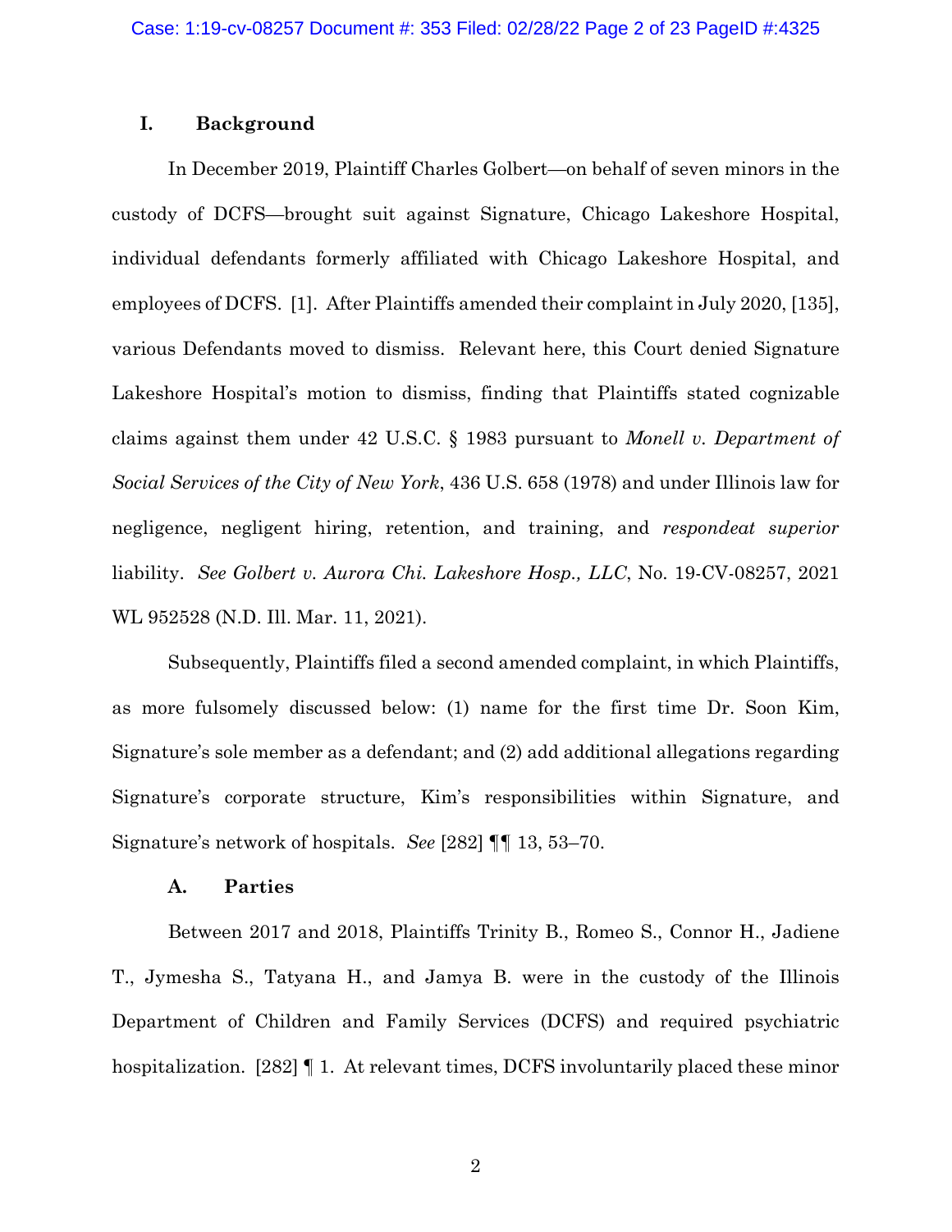## I. Background

In December 2019, Plaintiff Charles Golbert—on behalf of seven minors in the custody of DCFS—brought suit against Signature, Chicago Lakeshore Hospital, individual defendants formerly affiliated with Chicago Lakeshore Hospital, and employees of DCFS. [1]. After Plaintiffs amended their complaint in July 2020, [135], various Defendants moved to dismiss. Relevant here, this Court denied Signature Lakeshore Hospital's motion to dismiss, finding that Plaintiffs stated cognizable claims against them under 42 U.S.C. § 1983 pursuant to *Monell v. Department of Social Services of the City of New York*, 436 U.S. 658 (1978) and under Illinois law for negligence, negligent hiring, retention, and training, and *respondeat superior* liability. *See Golbert v. Aurora Chi. Lakeshore Hosp., LLC*, No. 19-CV-08257, 2021 WL 952528 (N.D. Ill. Mar. 11, 2021).

Subsequently, Plaintiffs filed a second amended complaint, in which Plaintiffs, as more fulsomely discussed below: (1) name for the first time Dr. Soon Kim, Signature's sole member as a defendant; and (2) add additional allegations regarding Signature's corporate structure, Kim's responsibilities within Signature, and Signature's network of hospitals. *See* [282] ¶¶ 13, 53–70.

### A. Parties

Between 2017 and 2018, Plaintiffs Trinity B., Romeo S., Connor H., Jadiene T., Jymesha S., Tatyana H., and Jamya B. were in the custody of the Illinois Department of Children and Family Services (DCFS) and required psychiatric hospitalization. [282] ¶ 1. At relevant times, DCFS involuntarily placed these minor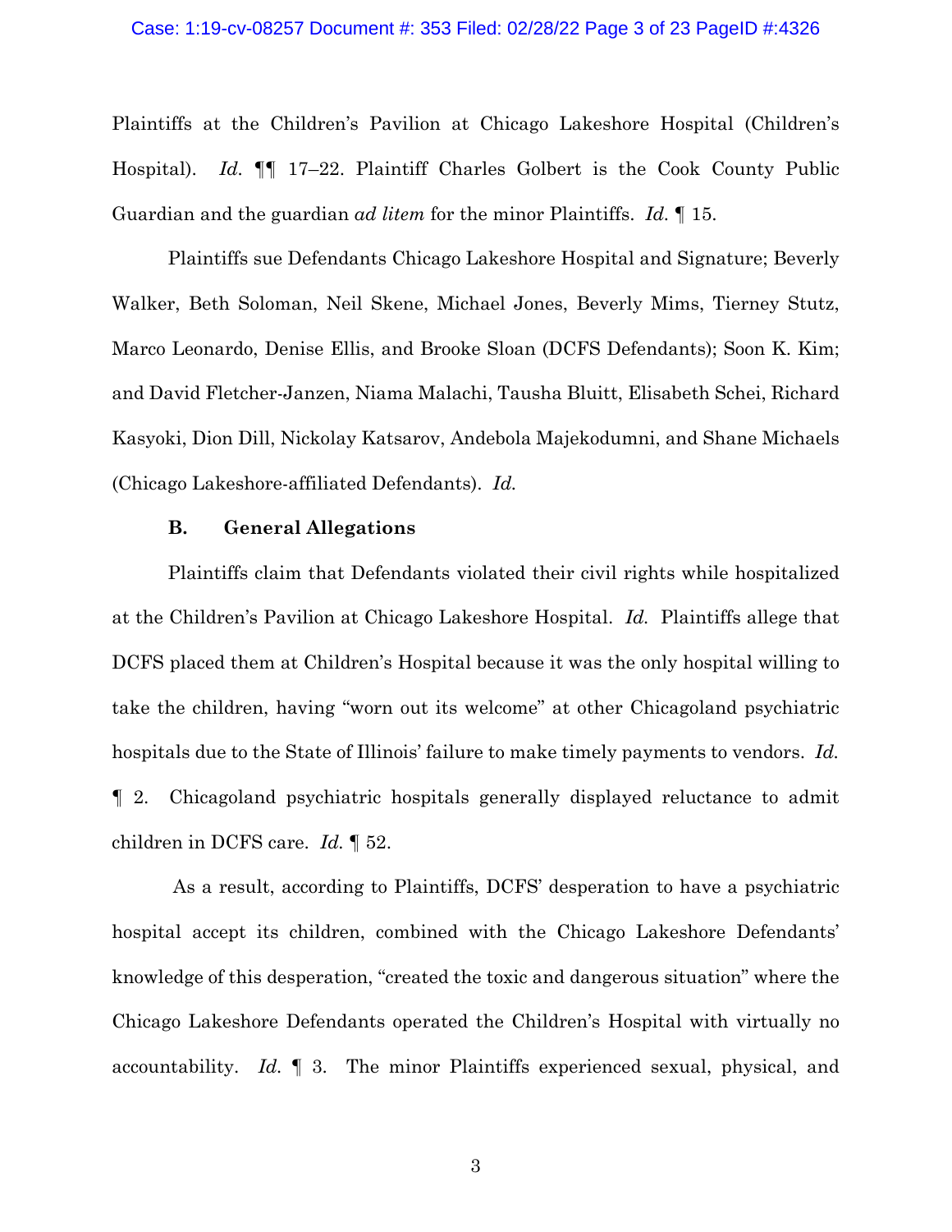Plaintiffs at the Children's Pavilion at Chicago Lakeshore Hospital (Children's Hospital). *Id.* ¶¶ 17–22. Plaintiff Charles Golbert is the Cook County Public Guardian and the guardian *ad litem* for the minor Plaintiffs. *Id.* ¶ 15.

Plaintiffs sue Defendants Chicago Lakeshore Hospital and Signature; Beverly Walker, Beth Soloman, Neil Skene, Michael Jones, Beverly Mims, Tierney Stutz, Marco Leonardo, Denise Ellis, and Brooke Sloan (DCFS Defendants); Soon K. Kim; and David Fletcher-Janzen, Niama Malachi, Tausha Bluitt, Elisabeth Schei, Richard Kasyoki, Dion Dill, Nickolay Katsarov, Andebola Majekodumni, and Shane Michaels (Chicago Lakeshore-affiliated Defendants). *Id.*

### B. General Allegations

Plaintiffs claim that Defendants violated their civil rights while hospitalized at the Children's Pavilion at Chicago Lakeshore Hospital. *Id.* Plaintiffs allege that DCFS placed them at Children's Hospital because it was the only hospital willing to take the children, having "worn out its welcome" at other Chicagoland psychiatric hospitals due to the State of Illinois' failure to make timely payments to vendors. *Id.* ¶ 2. Chicagoland psychiatric hospitals generally displayed reluctance to admit children in DCFS care. *Id.* ¶ 52.

As a result, according to Plaintiffs, DCFS' desperation to have a psychiatric hospital accept its children, combined with the Chicago Lakeshore Defendants' knowledge of this desperation, "created the toxic and dangerous situation" where the Chicago Lakeshore Defendants operated the Children's Hospital with virtually no accountability. *Id.* ¶ 3. The minor Plaintiffs experienced sexual, physical, and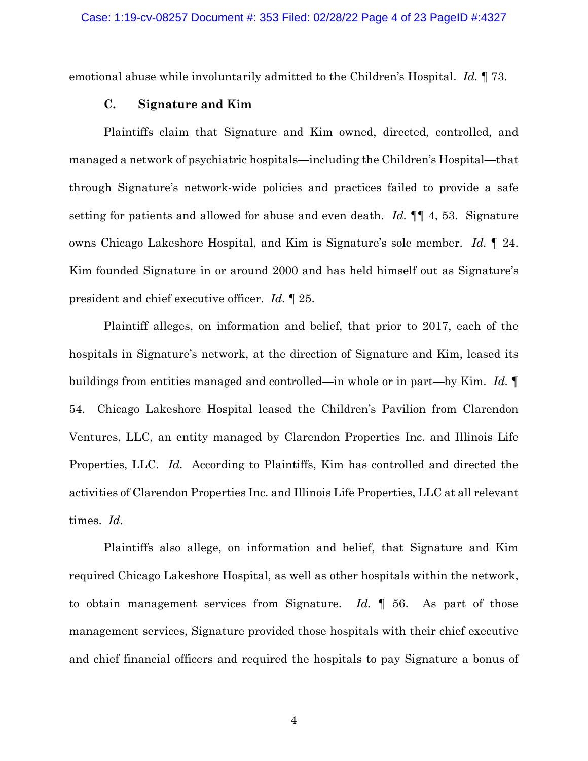emotional abuse while involuntarily admitted to the Children's Hospital. *Id.* ¶ 73.

### C. Signature and Kim

Plaintiffs claim that Signature and Kim owned, directed, controlled, and managed a network of psychiatric hospitals—including the Children's Hospital—that through Signature's network-wide policies and practices failed to provide a safe setting for patients and allowed for abuse and even death. *Id.* ¶¶ 4, 53. Signature owns Chicago Lakeshore Hospital, and Kim is Signature's sole member. *Id.* ¶ 24. Kim founded Signature in or around 2000 and has held himself out as Signature's president and chief executive officer. *Id.* ¶ 25.

Plaintiff alleges, on information and belief, that prior to 2017, each of the hospitals in Signature's network, at the direction of Signature and Kim, leased its buildings from entities managed and controlled—in whole or in part—by Kim. *Id.* ¶ 54. Chicago Lakeshore Hospital leased the Children's Pavilion from Clarendon Ventures, LLC, an entity managed by Clarendon Properties Inc. and Illinois Life Properties, LLC. *Id.* According to Plaintiffs, Kim has controlled and directed the activities of Clarendon Properties Inc. and Illinois Life Properties, LLC at all relevant times. *Id.*

Plaintiffs also allege, on information and belief, that Signature and Kim required Chicago Lakeshore Hospital, as well as other hospitals within the network, to obtain management services from Signature. *Id.* ¶ 56. As part of those management services, Signature provided those hospitals with their chief executive and chief financial officers and required the hospitals to pay Signature a bonus of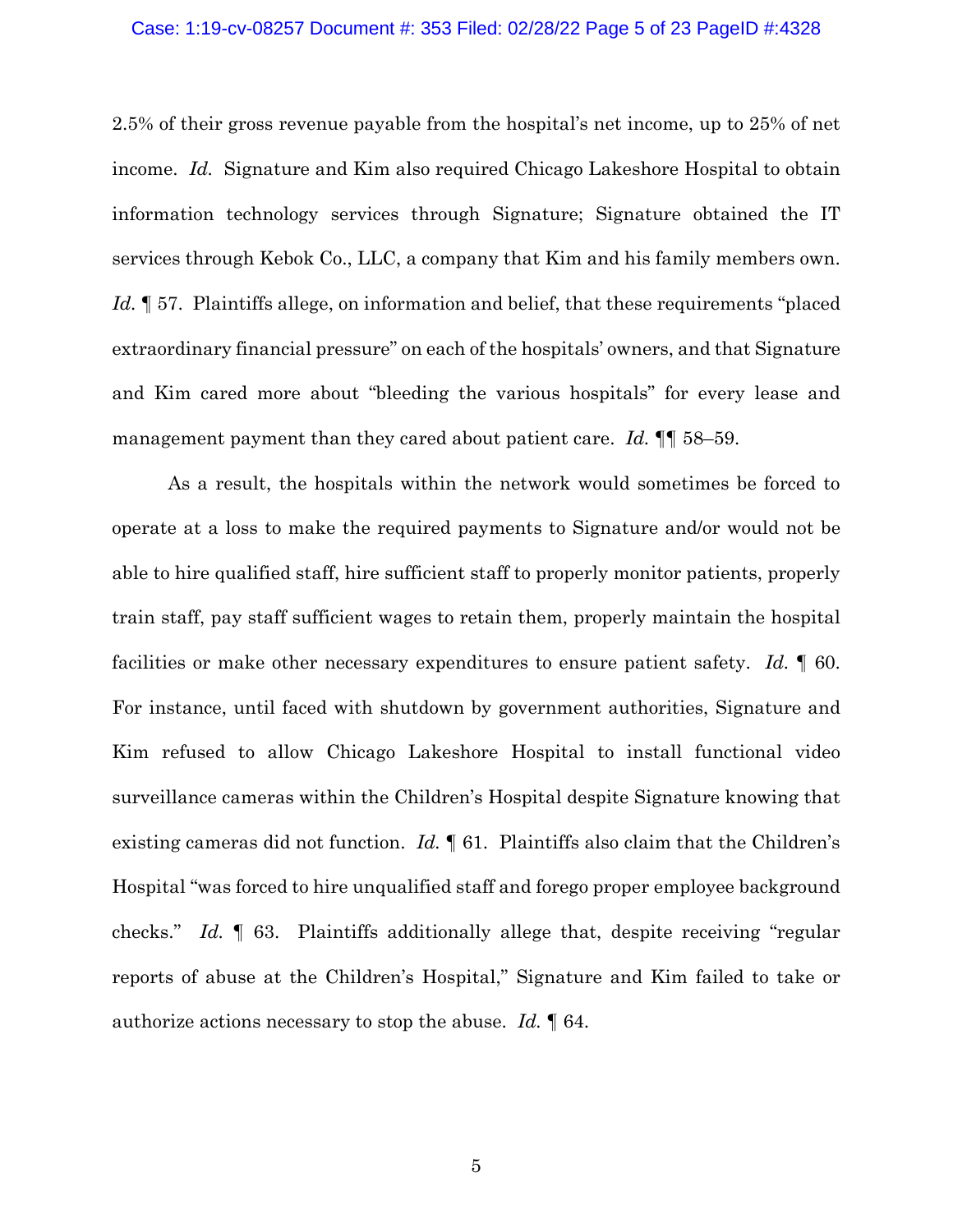2.5% of their gross revenue payable from the hospital's net income, up to 25% of net income. *Id.* Signature and Kim also required Chicago Lakeshore Hospital to obtain information technology services through Signature; Signature obtained the IT services through Kebok Co., LLC, a company that Kim and his family members own. *Id.* ¶ 57. Plaintiffs allege, on information and belief, that these requirements "placed extraordinary financial pressure" on each of the hospitals' owners, and that Signature and Kim cared more about "bleeding the various hospitals" for every lease and management payment than they cared about patient care. *Id.* ¶¶ 58–59.

As a result, the hospitals within the network would sometimes be forced to operate at a loss to make the required payments to Signature and/or would not be able to hire qualified staff, hire sufficient staff to properly monitor patients, properly train staff, pay staff sufficient wages to retain them, properly maintain the hospital facilities or make other necessary expenditures to ensure patient safety. *Id.* ¶ 60. For instance, until faced with shutdown by government authorities, Signature and Kim refused to allow Chicago Lakeshore Hospital to install functional video surveillance cameras within the Children's Hospital despite Signature knowing that existing cameras did not function. *Id.* ¶ 61. Plaintiffs also claim that the Children's Hospital "was forced to hire unqualified staff and forego proper employee background checks." *Id.* ¶ 63. Plaintiffs additionally allege that, despite receiving "regular reports of abuse at the Children's Hospital," Signature and Kim failed to take or authorize actions necessary to stop the abuse. *Id.* ¶ 64.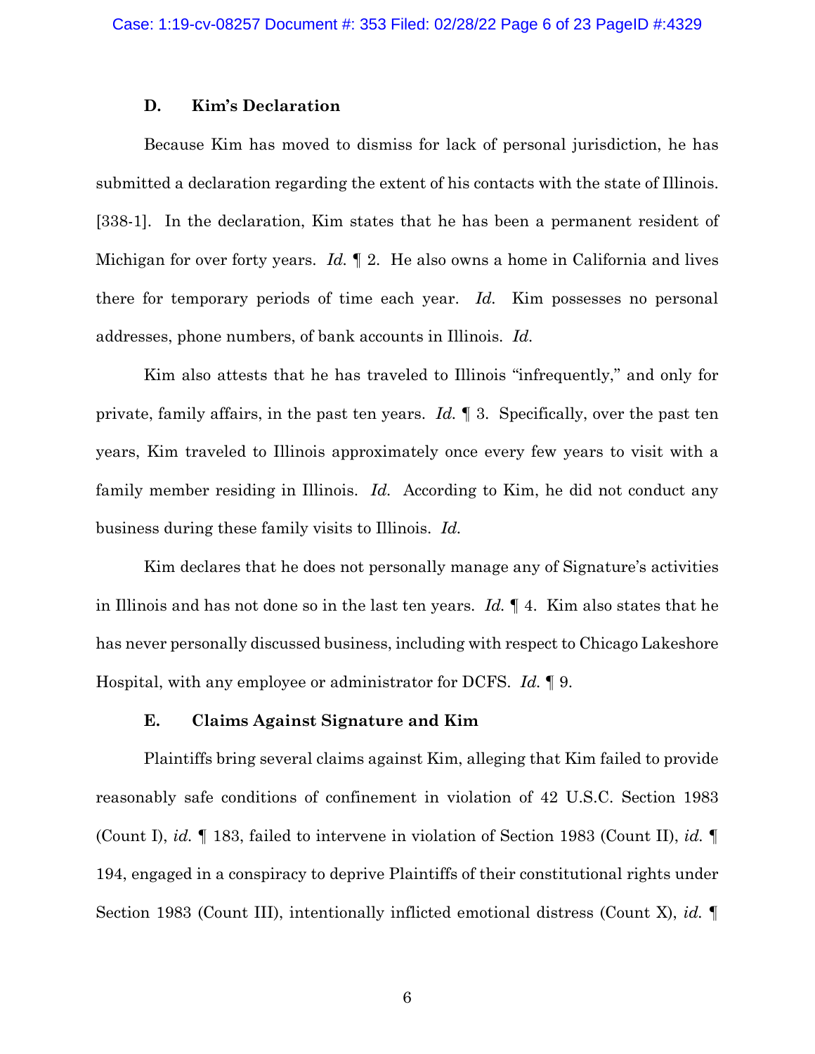### D. Kim's Declaration

Because Kim has moved to dismiss for lack of personal jurisdiction, he has submitted a declaration regarding the extent of his contacts with the state of Illinois. [338-1]. In the declaration, Kim states that he has been a permanent resident of Michigan for over forty years. *Id.* ¶ 2. He also owns a home in California and lives there for temporary periods of time each year. *Id.* Kim possesses no personal addresses, phone numbers, of bank accounts in Illinois. *Id.*

Kim also attests that he has traveled to Illinois "infrequently," and only for private, family affairs, in the past ten years. *Id.* ¶ 3. Specifically, over the past ten years, Kim traveled to Illinois approximately once every few years to visit with a family member residing in Illinois. *Id.* According to Kim, he did not conduct any business during these family visits to Illinois. *Id.*

Kim declares that he does not personally manage any of Signature's activities in Illinois and has not done so in the last ten years. *Id.* ¶ 4. Kim also states that he has never personally discussed business, including with respect to Chicago Lakeshore Hospital, with any employee or administrator for DCFS. *Id.* ¶ 9.

### E. Claims Against Signature and Kim

Plaintiffs bring several claims against Kim, alleging that Kim failed to provide reasonably safe conditions of confinement in violation of 42 U.S.C. Section 1983 (Count I), *id.* ¶ 183, failed to intervene in violation of Section 1983 (Count II), *id.* ¶ 194, engaged in a conspiracy to deprive Plaintiffs of their constitutional rights under Section 1983 (Count III), intentionally inflicted emotional distress (Count X), *id.* ¶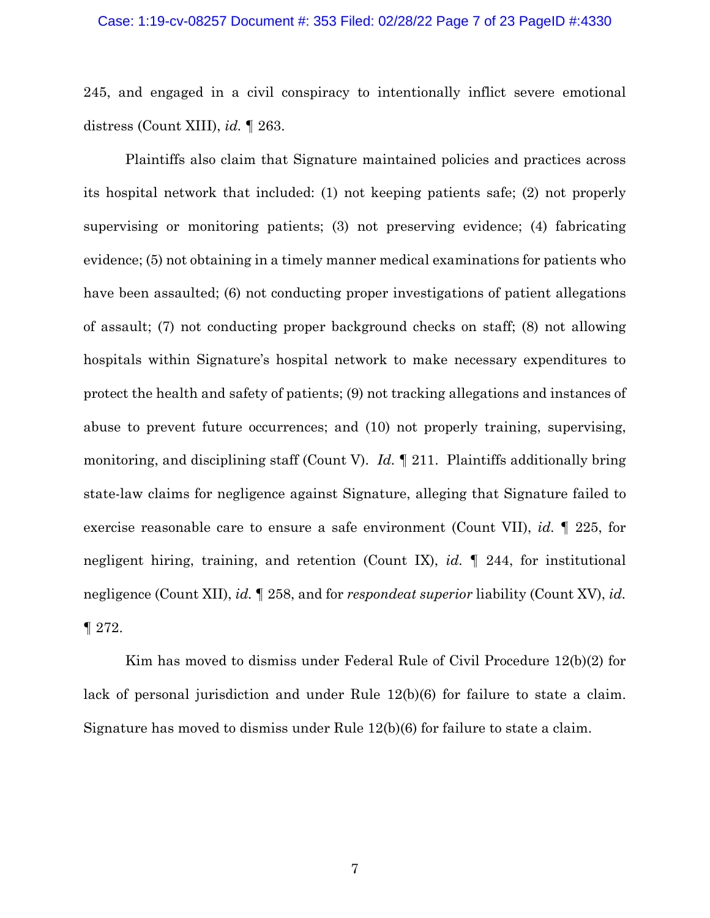245, and engaged in a civil conspiracy to intentionally inflict severe emotional distress (Count XIII), *id.* ¶ 263.

Plaintiffs also claim that Signature maintained policies and practices across its hospital network that included: (1) not keeping patients safe; (2) not properly supervising or monitoring patients; (3) not preserving evidence; (4) fabricating evidence; (5) not obtaining in a timely manner medical examinations for patients who have been assaulted; (6) not conducting proper investigations of patient allegations of assault; (7) not conducting proper background checks on staff; (8) not allowing hospitals within Signature's hospital network to make necessary expenditures to protect the health and safety of patients; (9) not tracking allegations and instances of abuse to prevent future occurrences; and (10) not properly training, supervising, monitoring, and disciplining staff (Count V). *Id.* ¶ 211. Plaintiffs additionally bring state-law claims for negligence against Signature, alleging that Signature failed to exercise reasonable care to ensure a safe environment (Count VII), *id.* ¶ 225, for negligent hiring, training, and retention (Count IX), *id.* ¶ 244, for institutional negligence (Count XII), *id.* ¶ 258, and for *respondeat superior* liability (Count XV), *id.* ¶ 272.

Kim has moved to dismiss under Federal Rule of Civil Procedure 12(b)(2) for lack of personal jurisdiction and under Rule 12(b)(6) for failure to state a claim. Signature has moved to dismiss under Rule 12(b)(6) for failure to state a claim.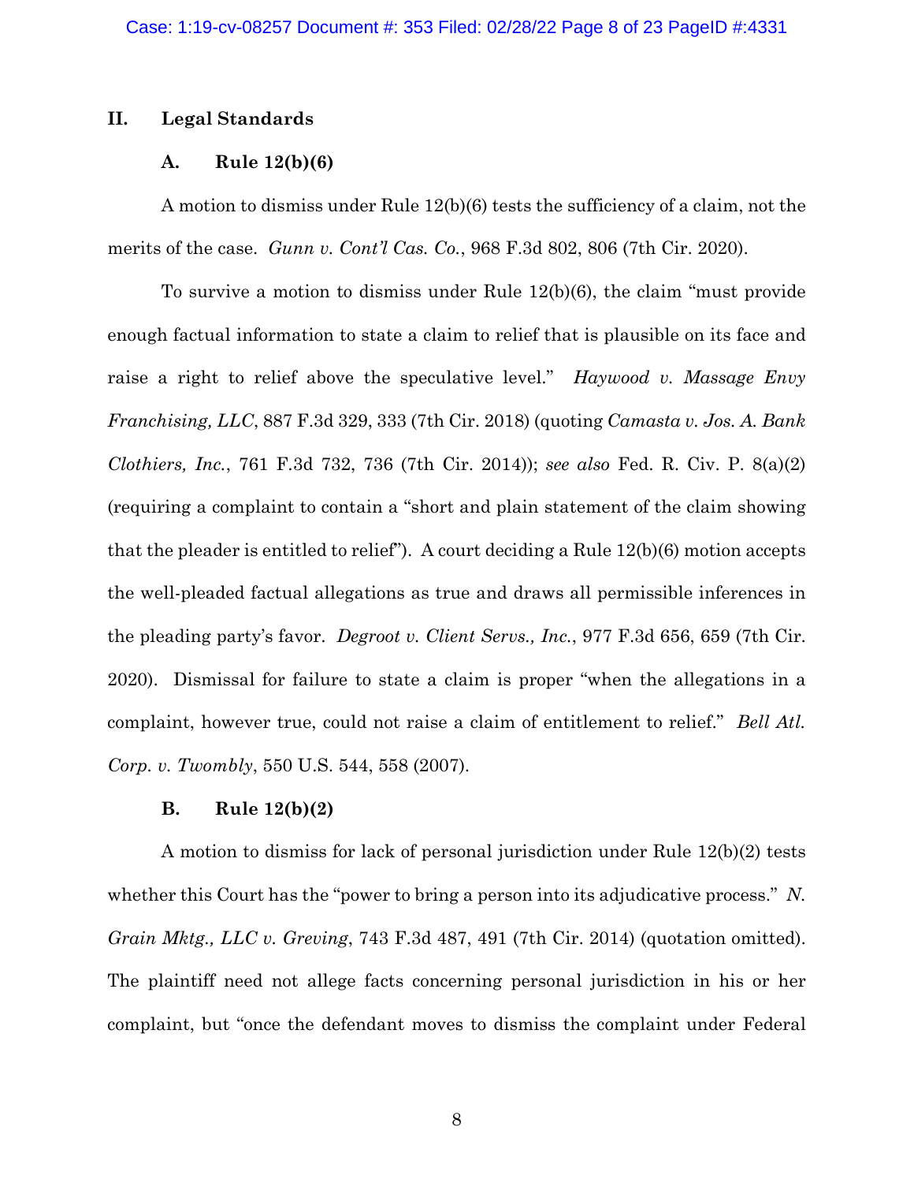## II. Legal Standards

### A. Rule 12(b)(6)

A motion to dismiss under Rule 12(b)(6) tests the sufficiency of a claim, not the merits of the case. *Gunn v. Cont'l Cas. Co.*, 968 F.3d 802, 806 (7th Cir. 2020).

To survive a motion to dismiss under Rule 12(b)(6), the claim "must provide enough factual information to state a claim to relief that is plausible on its face and raise a right to relief above the speculative level." *Haywood v. Massage Envy Franchising, LLC*, 887 F.3d 329, 333 (7th Cir. 2018) (quoting *Camasta v. Jos. A. Bank Clothiers, Inc.*, 761 F.3d 732, 736 (7th Cir. 2014)); *see also* Fed. R. Civ. P. 8(a)(2) (requiring a complaint to contain a "short and plain statement of the claim showing that the pleader is entitled to relief"). A court deciding a Rule 12(b)(6) motion accepts the well-pleaded factual allegations as true and draws all permissible inferences in the pleading party's favor. *Degroot v. Client Servs., Inc.*, 977 F.3d 656, 659 (7th Cir. 2020). Dismissal for failure to state a claim is proper "when the allegations in a complaint, however true, could not raise a claim of entitlement to relief." *Bell Atl. Corp. v. Twombly*, 550 U.S. 544, 558 (2007).

### B. Rule 12(b)(2)

A motion to dismiss for lack of personal jurisdiction under Rule 12(b)(2) tests whether this Court has the "power to bring a person into its adjudicative process." *N. Grain Mktg., LLC v. Greving*, 743 F.3d 487, 491 (7th Cir. 2014) (quotation omitted). The plaintiff need not allege facts concerning personal jurisdiction in his or her complaint, but "once the defendant moves to dismiss the complaint under Federal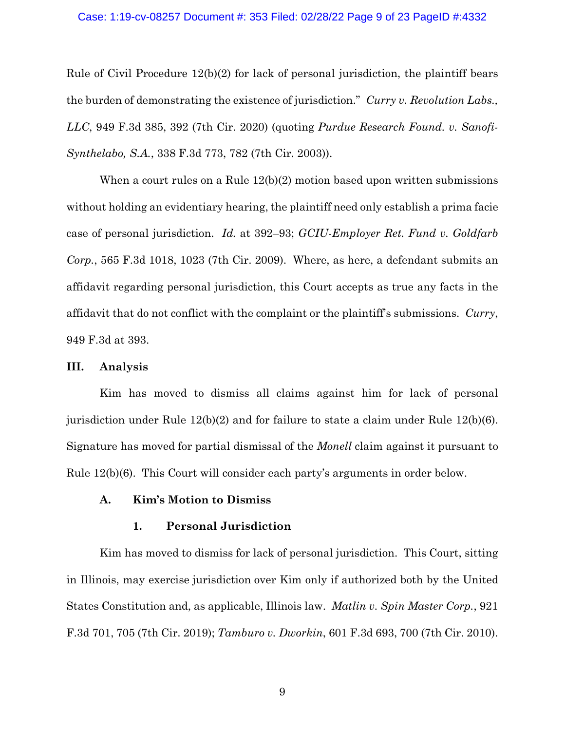Rule of Civil Procedure 12(b)(2) for lack of personal jurisdiction, the plaintiff bears the burden of demonstrating the existence of jurisdiction." *Curry v. Revolution Labs., LLC*, 949 F.3d 385, 392 (7th Cir. 2020) (quoting *Purdue Research Found. v. Sanofi-Synthelabo, S.A.*, 338 F.3d 773, 782 (7th Cir. 2003)).

When a court rules on a Rule 12(b)(2) motion based upon written submissions without holding an evidentiary hearing, the plaintiff need only establish a prima facie case of personal jurisdiction. *Id.* at 392–93; *GCIU-Employer Ret. Fund v. Goldfarb Corp.*, 565 F.3d 1018, 1023 (7th Cir. 2009). Where, as here, a defendant submits an affidavit regarding personal jurisdiction, this Court accepts as true any facts in the affidavit that do not conflict with the complaint or the plaintiff's submissions. *Curry*, 949 F.3d at 393.

## III. Analysis

Kim has moved to dismiss all claims against him for lack of personal jurisdiction under Rule 12(b)(2) and for failure to state a claim under Rule 12(b)(6). Signature has moved for partial dismissal of the *Monell* claim against it pursuant to Rule 12(b)(6). This Court will consider each party's arguments in order below.

### A. Kim's Motion to Dismiss

#### 1. Personal Jurisdiction

Kim has moved to dismiss for lack of personal jurisdiction. This Court, sitting in Illinois, may exercise jurisdiction over Kim only if authorized both by the United States Constitution and, as applicable, Illinois law. *Matlin v. Spin Master Corp.*, 921 F.3d 701, 705 (7th Cir. 2019); *Tamburo v. Dworkin*, 601 F.3d 693, 700 (7th Cir. 2010).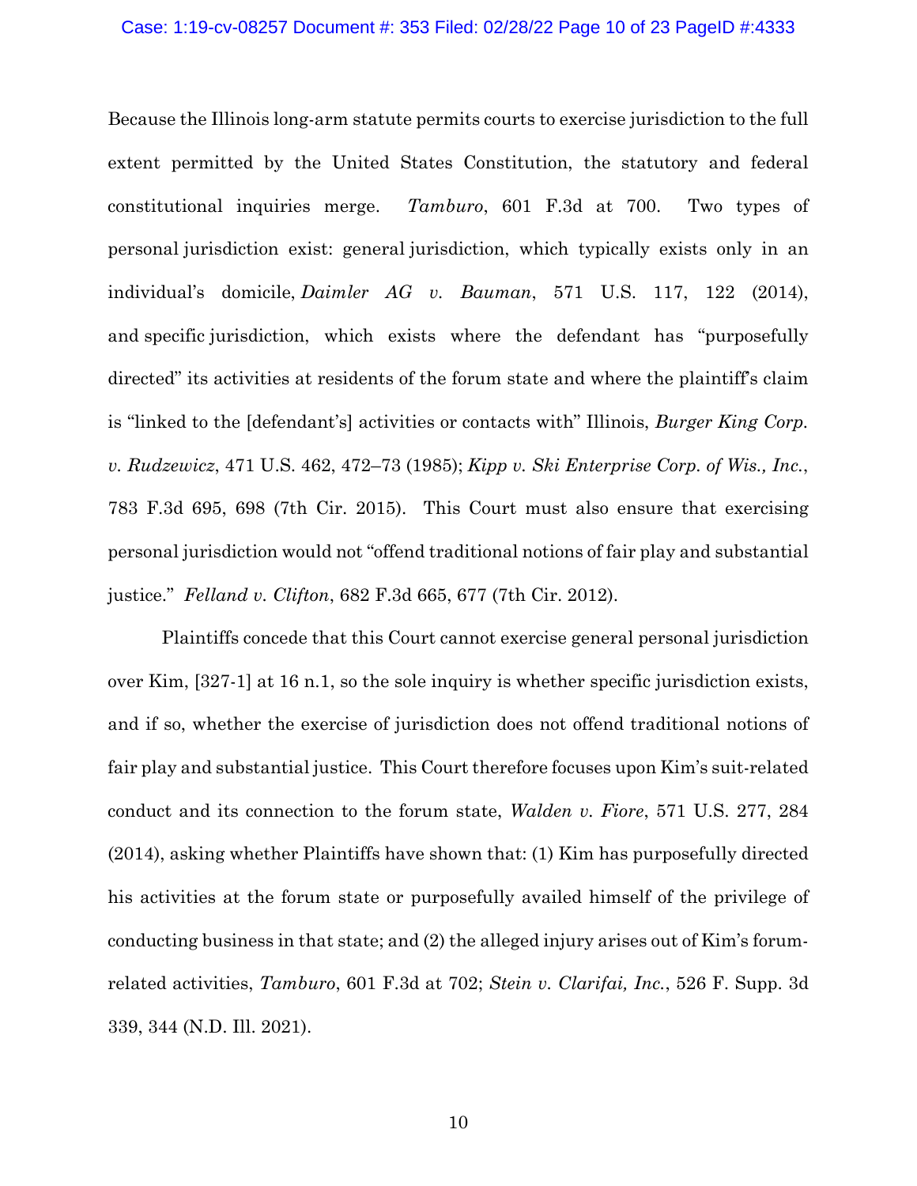Because the Illinois long-arm statute permits courts to exercise jurisdiction to the full extent permitted by the United States Constitution, the statutory and federal constitutional inquiries merge. *Tamburo*, 601 F.3d at 700. Two types of personal jurisdiction exist: general jurisdiction, which typically exists only in an individual's domicile, *Daimler AG v. Bauman*, 571 U.S. 117, 122 (2014), and specific jurisdiction, which exists where the defendant has "purposefully directed" its activities at residents of the forum state and where the plaintiff's claim is "linked to the [defendant's] activities or contacts with" Illinois, *Burger King Corp. v. Rudzewicz*, 471 U.S. 462, 472–73 (1985); *Kipp v. Ski Enterprise Corp. of Wis., Inc.*, 783 F.3d 695, 698 (7th Cir. 2015). This Court must also ensure that exercising personal jurisdiction would not "offend traditional notions of fair play and substantial justice." *Felland v. Clifton*, 682 F.3d 665, 677 (7th Cir. 2012).

Plaintiffs concede that this Court cannot exercise general personal jurisdiction over Kim, [327-1] at 16 n.1, so the sole inquiry is whether specific jurisdiction exists, and if so, whether the exercise of jurisdiction does not offend traditional notions of fair play and substantial justice. This Court therefore focuses upon Kim's suit-related conduct and its connection to the forum state, *Walden v. Fiore*, 571 U.S. 277, 284 (2014), asking whether Plaintiffs have shown that: (1) Kim has purposefully directed his activities at the forum state or purposefully availed himself of the privilege of conducting business in that state; and (2) the alleged injury arises out of Kim's forum-related activities, *Tamburo*, 601 F.3d at 702; *Stein v. Clarifai, Inc.*, 526 F. Supp. 3d 339, 344 (N.D. Ill. 2021).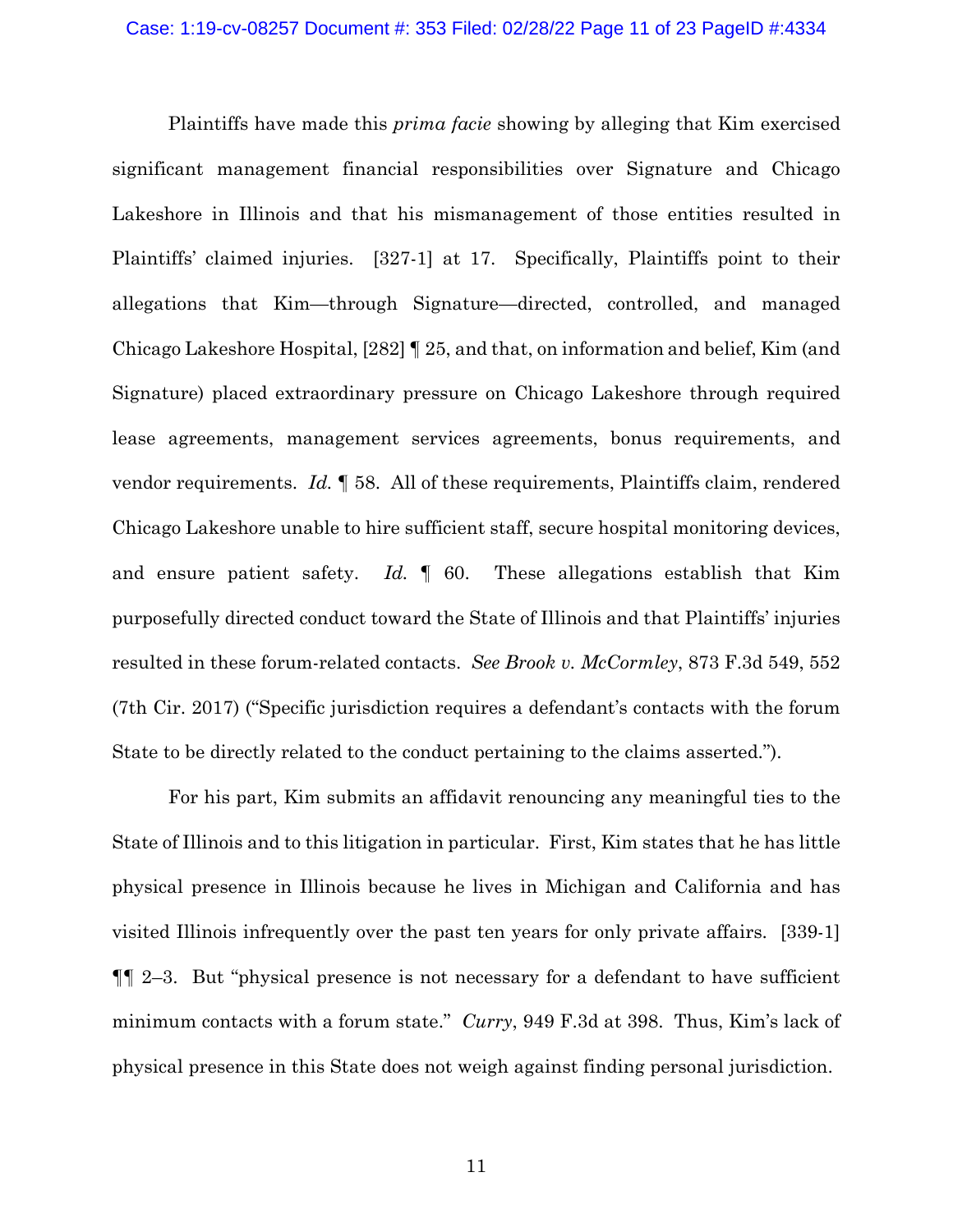Plaintiffs have made this *prima facie* showing by alleging that Kim exercised significant management financial responsibilities over Signature and Chicago Lakeshore in Illinois and that his mismanagement of those entities resulted in Plaintiffs' claimed injuries. [327-1] at 17. Specifically, Plaintiffs point to their allegations that Kim—through Signature—directed, controlled, and managed Chicago Lakeshore Hospital, [282] ¶ 25, and that, on information and belief, Kim (and Signature) placed extraordinary pressure on Chicago Lakeshore through required lease agreements, management services agreements, bonus requirements, and vendor requirements. *Id.* ¶ 58. All of these requirements, Plaintiffs claim, rendered Chicago Lakeshore unable to hire sufficient staff, secure hospital monitoring devices, and ensure patient safety. *Id.* ¶ 60. These allegations establish that Kim purposefully directed conduct toward the State of Illinois and that Plaintiffs' injuries resulted in these forum-related contacts. *See Brook v. McCormley*, 873 F.3d 549, 552 (7th Cir. 2017) ("Specific jurisdiction requires a defendant's contacts with the forum State to be directly related to the conduct pertaining to the claims asserted.").

For his part, Kim submits an affidavit renouncing any meaningful ties to the State of Illinois and to this litigation in particular. First, Kim states that he has little physical presence in Illinois because he lives in Michigan and California and has visited Illinois infrequently over the past ten years for only private affairs. [339-1] ¶¶ 2–3. But "physical presence is not necessary for a defendant to have sufficient minimum contacts with a forum state." *Curry*, 949 F.3d at 398. Thus, Kim's lack of physical presence in this State does not weigh against finding personal jurisdiction.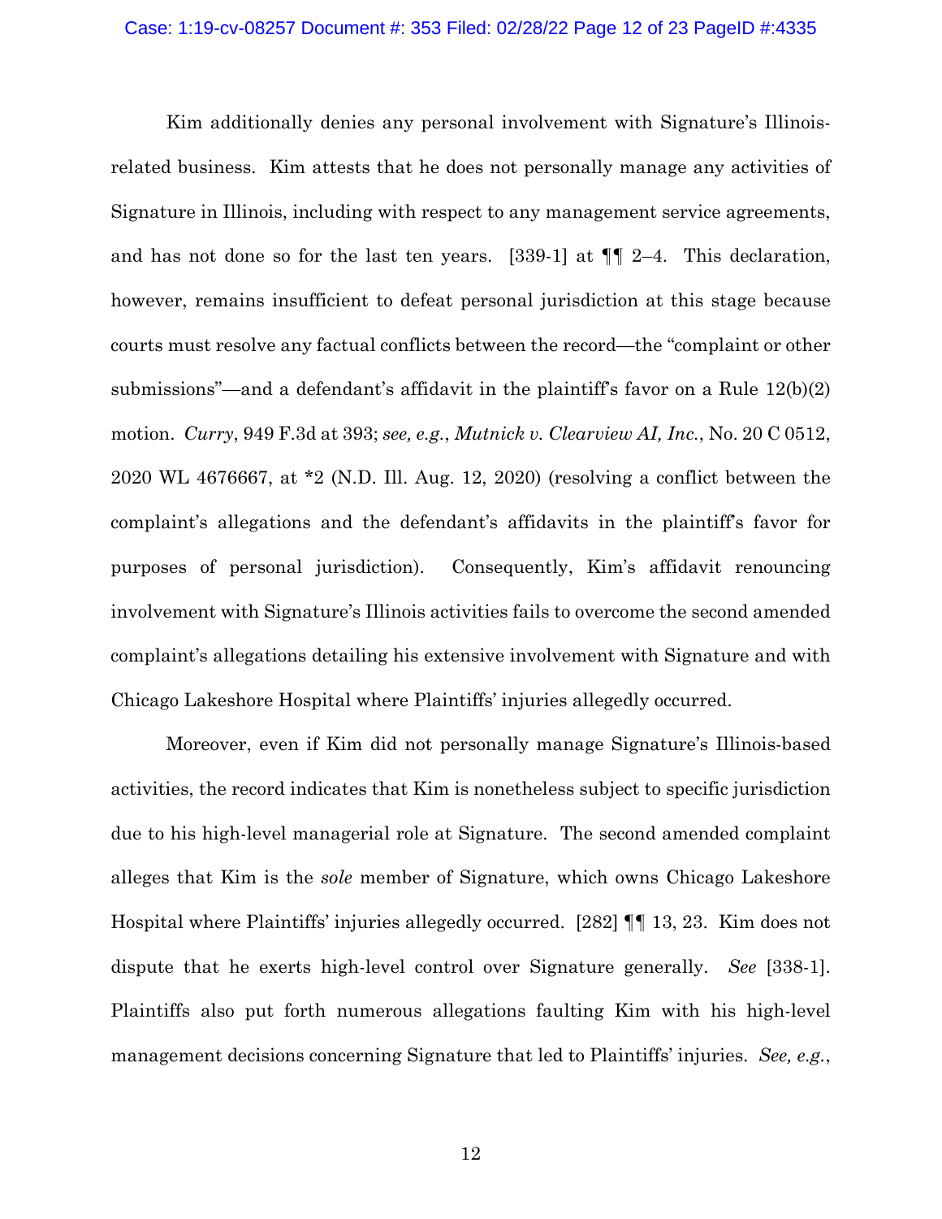Kim additionally denies any personal involvement with Signature's Illinois-related business. Kim attests that he does not personally manage any activities of Signature in Illinois, including with respect to any management service agreements, and has not done so for the last ten years. [339-1] at ¶¶ 2–4. This declaration, however, remains insufficient to defeat personal jurisdiction at this stage because courts must resolve any factual conflicts between the record—the "complaint or other submissions"—and a defendant's affidavit in the plaintiff's favor on a Rule 12(b)(2) motion. *Curry*, 949 F.3d at 393; *see, e.g.*, *Mutnick v. Clearview AI, Inc.*, No. 20 C 0512, 2020 WL 4676667, at *2 (N.D. Ill. Aug. 12, 2020) (resolving a conflict between the complaint's allegations and the defendant's affidavits in the plaintiff's favor for purposes of personal jurisdiction). Consequently, Kim's affidavit renouncing involvement with Signature's Illinois activities fails to overcome the second amended complaint's allegations detailing his extensive involvement with Signature and with Chicago Lakeshore Hospital where Plaintiffs' injuries allegedly occurred.

Moreover, even if Kim did not personally manage Signature's Illinois-based activities, the record indicates that Kim is nonetheless subject to specific jurisdiction due to his high-level managerial role at Signature. The second amended complaint alleges that Kim is the *sole* member of Signature, which owns Chicago Lakeshore Hospital where Plaintiffs' injuries allegedly occurred. [282] ¶¶ 13, 23. Kim does not dispute that he exerts high-level control over Signature generally. *See* [338-1]. Plaintiffs also put forth numerous allegations faulting Kim with his high-level management decisions concerning Signature that led to Plaintiffs' injuries. *See, e.g.*,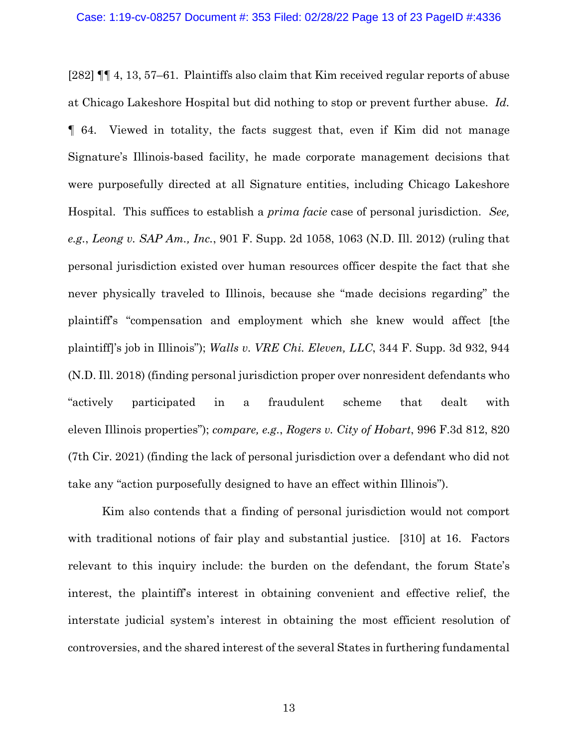[282] ¶¶ 4, 13, 57–61. Plaintiffs also claim that Kim received regular reports of abuse at Chicago Lakeshore Hospital but did nothing to stop or prevent further abuse. *Id.* ¶ 64. Viewed in totality, the facts suggest that, even if Kim did not manage Signature's Illinois-based facility, he made corporate management decisions that were purposefully directed at all Signature entities, including Chicago Lakeshore Hospital. This suffices to establish a *prima facie* case of personal jurisdiction. *See, e.g.*, *Leong v. SAP Am., Inc.*, 901 F. Supp. 2d 1058, 1063 (N.D. Ill. 2012) (ruling that personal jurisdiction existed over human resources officer despite the fact that she never physically traveled to Illinois, because she "made decisions regarding" the plaintiff's "compensation and employment which she knew would affect [the plaintiff]'s job in Illinois"); *Walls v. VRE Chi. Eleven, LLC*, 344 F. Supp. 3d 932, 944 (N.D. Ill. 2018) (finding personal jurisdiction proper over nonresident defendants who "actively participated in a fraudulent scheme that dealt with eleven Illinois properties"); *compare, e.g.*, *Rogers v. City of Hobart*, 996 F.3d 812, 820 (7th Cir. 2021) (finding the lack of personal jurisdiction over a defendant who did not take any "action purposefully designed to have an effect within Illinois").

Kim also contends that a finding of personal jurisdiction would not comport with traditional notions of fair play and substantial justice. [310] at 16. Factors relevant to this inquiry include: the burden on the defendant, the forum State's interest, the plaintiff's interest in obtaining convenient and effective relief, the interstate judicial system's interest in obtaining the most efficient resolution of controversies, and the shared interest of the several States in furthering fundamental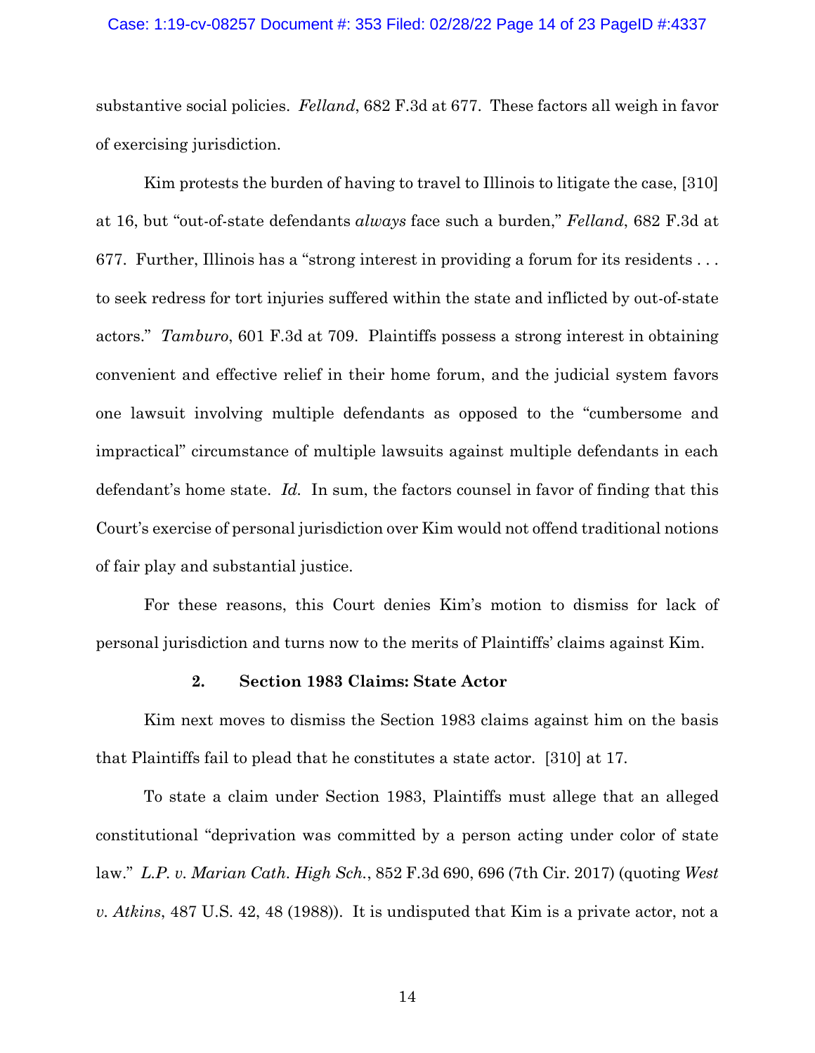substantive social policies. *Felland*, 682 F.3d at 677. These factors all weigh in favor of exercising jurisdiction.

Kim protests the burden of having to travel to Illinois to litigate the case, [310] at 16, but "out-of-state defendants *always* face such a burden," *Felland*, 682 F.3d at 677. Further, Illinois has a "strong interest in providing a forum for its residents . . . to seek redress for tort injuries suffered within the state and inflicted by out-of-state actors." *Tamburo*, 601 F.3d at 709. Plaintiffs possess a strong interest in obtaining convenient and effective relief in their home forum, and the judicial system favors one lawsuit involving multiple defendants as opposed to the "cumbersome and impractical" circumstance of multiple lawsuits against multiple defendants in each defendant's home state. *Id.* In sum, the factors counsel in favor of finding that this Court's exercise of personal jurisdiction over Kim would not offend traditional notions of fair play and substantial justice.

For these reasons, this Court denies Kim's motion to dismiss for lack of personal jurisdiction and turns now to the merits of Plaintiffs' claims against Kim.

### 2. Section 1983 Claims: State Actor

Kim next moves to dismiss the Section 1983 claims against him on the basis that Plaintiffs fail to plead that he constitutes a state actor. [310] at 17.

To state a claim under Section 1983, Plaintiffs must allege that an alleged constitutional "deprivation was committed by a person acting under color of state law." *L.P. v. Marian Cath. High Sch.*, 852 F.3d 690, 696 (7th Cir. 2017) (quoting *West v. Atkins*, 487 U.S. 42, 48 (1988)). It is undisputed that Kim is a private actor, not a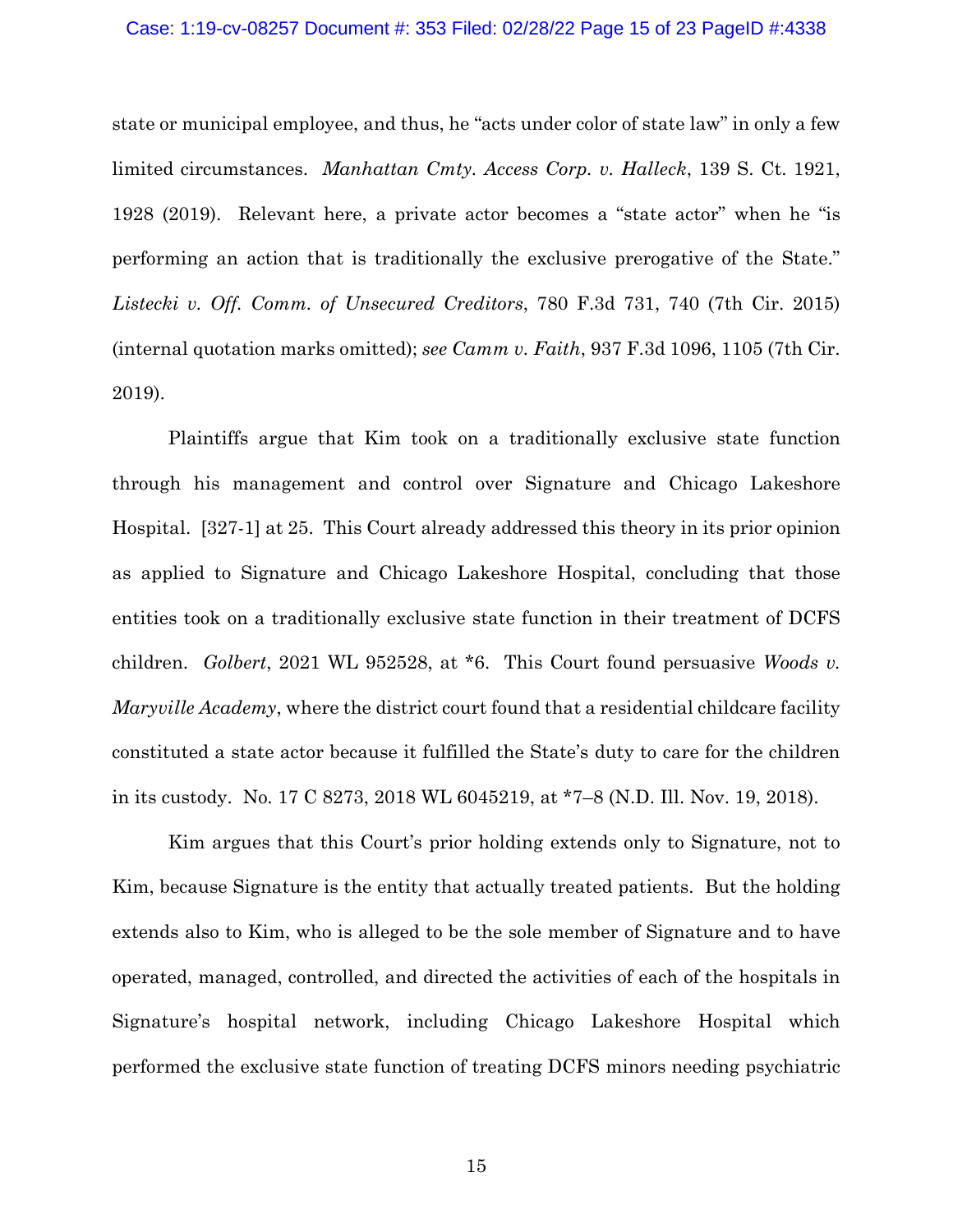state or municipal employee, and thus, he "acts under color of state law" in only a few limited circumstances. *Manhattan Cmty. Access Corp. v. Halleck*, 139 S. Ct. 1921, 1928 (2019). Relevant here, a private actor becomes a "state actor" when he "is performing an action that is traditionally the exclusive prerogative of the State." *Listecki v. Off. Comm. of Unsecured Creditors*, 780 F.3d 731, 740 (7th Cir. 2015) (internal quotation marks omitted); *see Camm v. Faith*, 937 F.3d 1096, 1105 (7th Cir. 2019).

Plaintiffs argue that Kim took on a traditionally exclusive state function through his management and control over Signature and Chicago Lakeshore Hospital. [327-1] at 25. This Court already addressed this theory in its prior opinion as applied to Signature and Chicago Lakeshore Hospital, concluding that those entities took on a traditionally exclusive state function in their treatment of DCFS children. *Golbert*, 2021 WL 952528, at \*6. This Court found persuasive *Woods v. Maryville Academy*, where the district court found that a residential childcare facility constituted a state actor because it fulfilled the State's duty to care for the children in its custody. No. 17 C 8273, 2018 WL 6045219, at \*7–8 (N.D. Ill. Nov. 19, 2018).

Kim argues that this Court's prior holding extends only to Signature, not to Kim, because Signature is the entity that actually treated patients. But the holding extends also to Kim, who is alleged to be the sole member of Signature and to have operated, managed, controlled, and directed the activities of each of the hospitals in Signature's hospital network, including Chicago Lakeshore Hospital which performed the exclusive state function of treating DCFS minors needing psychiatric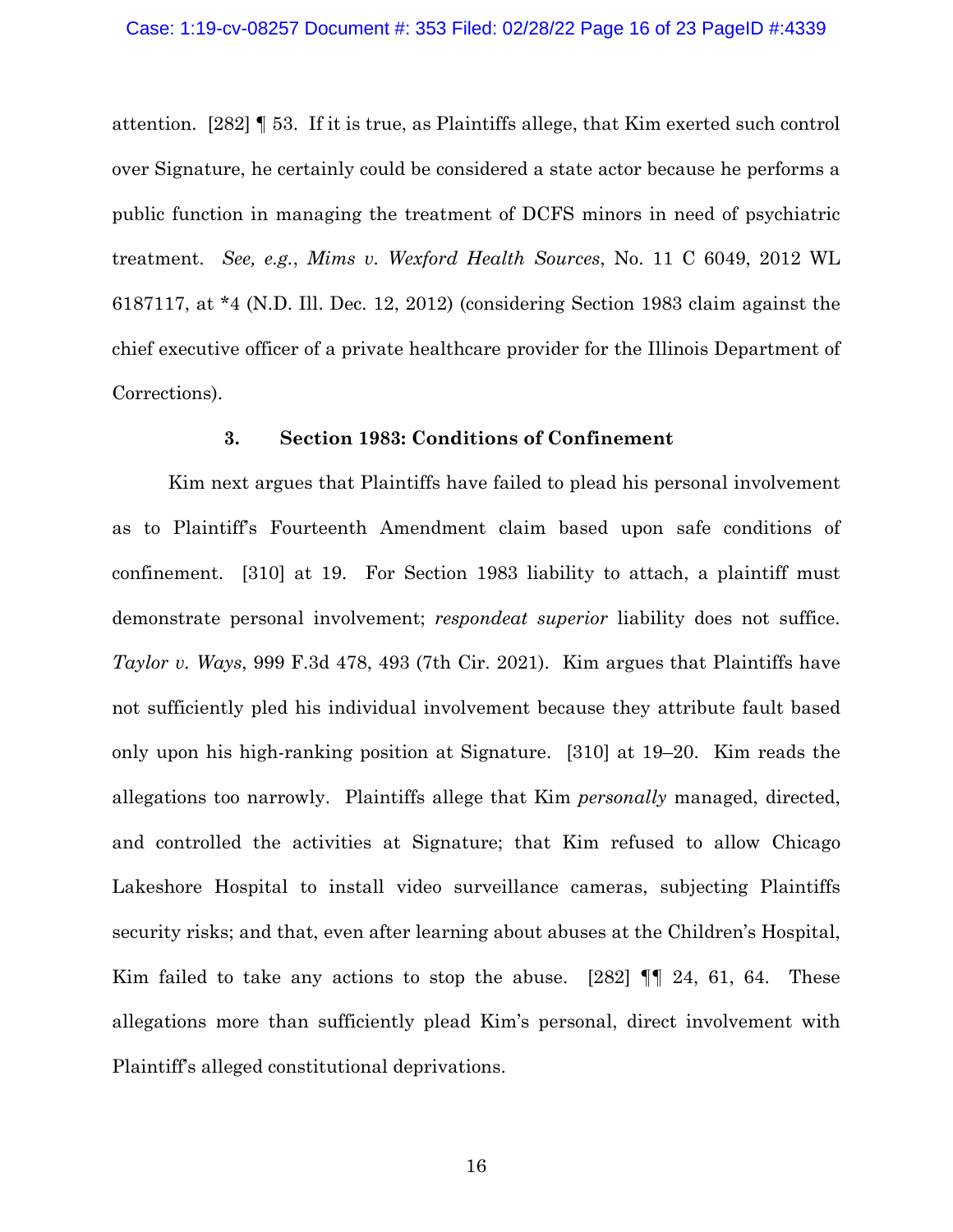attention. [282] ¶ 53. If it is true, as Plaintiffs allege, that Kim exerted such control over Signature, he certainly could be considered a state actor because he performs a public function in managing the treatment of DCFS minors in need of psychiatric treatment. *See, e.g.*, *Mims v. Wexford Health Sources*, No. 11 C 6049, 2012 WL 6187117, at *4 (N.D. Ill. Dec. 12, 2012) (considering Section 1983 claim against the chief executive officer of a private healthcare provider for the Illinois Department of Corrections).

### 3. Section 1983: Conditions of Confinement

Kim next argues that Plaintiffs have failed to plead his personal involvement as to Plaintiff's Fourteenth Amendment claim based upon safe conditions of confinement. [310] at 19. For Section 1983 liability to attach, a plaintiff must demonstrate personal involvement; *respondeat superior* liability does not suffice. *Taylor v. Ways*, 999 F.3d 478, 493 (7th Cir. 2021). Kim argues that Plaintiffs have not sufficiently pled his individual involvement because they attribute fault based only upon his high-ranking position at Signature. [310] at 19–20. Kim reads the allegations too narrowly. Plaintiffs allege that Kim *personally* managed, directed, and controlled the activities at Signature; that Kim refused to allow Chicago Lakeshore Hospital to install video surveillance cameras, subjecting Plaintiffs security risks; and that, even after learning about abuses at the Children's Hospital, Kim failed to take any actions to stop the abuse. [282] ¶¶ 24, 61, 64. These allegations more than sufficiently plead Kim's personal, direct involvement with Plaintiff's alleged constitutional deprivations.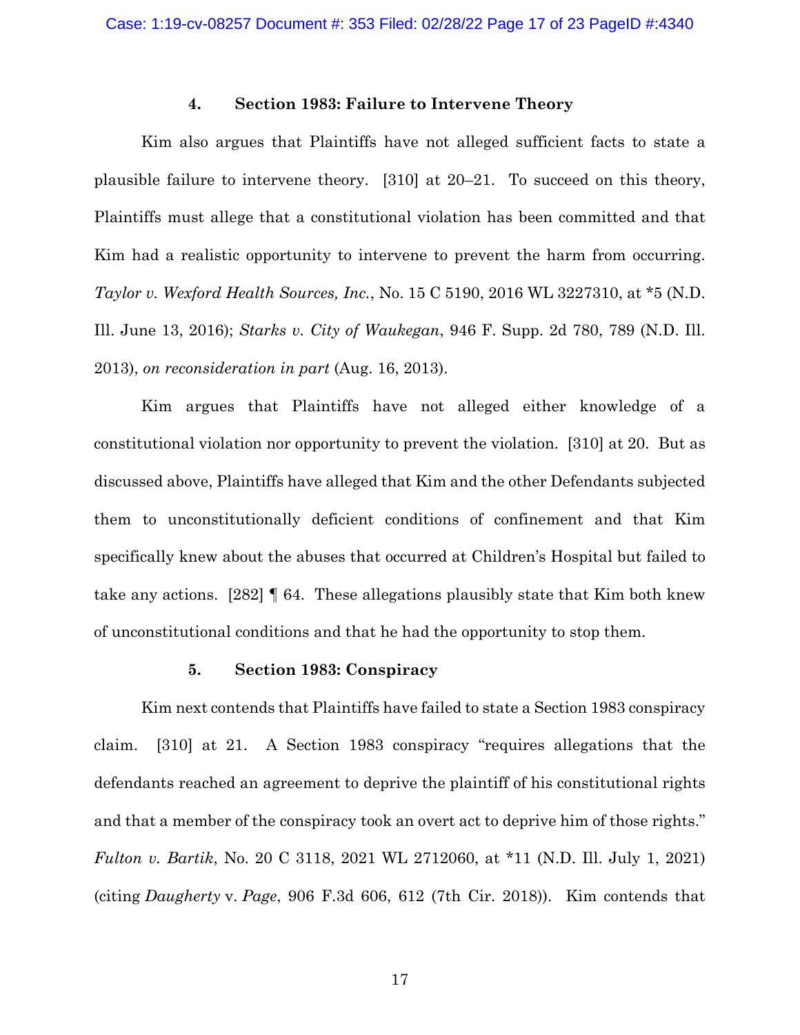#### 4. Section 1983: Failure to Intervene Theory

Kim also argues that Plaintiffs have not alleged sufficient facts to state a plausible failure to intervene theory. [310] at 20–21. To succeed on this theory, Plaintiffs must allege that a constitutional violation has been committed and that Kim had a realistic opportunity to intervene to prevent the harm from occurring. *Taylor v. Wexford Health Sources, Inc.*, No. 15 C 5190, 2016 WL 3227310, at *5 (N.D. Ill. June 13, 2016); *Starks v. City of Waukegan*, 946 F. Supp. 2d 780, 789 (N.D. Ill. 2013), *on reconsideration in part* (Aug. 16, 2013).

Kim argues that Plaintiffs have not alleged either knowledge of a constitutional violation nor opportunity to prevent the violation. [310] at 20. But as discussed above, Plaintiffs have alleged that Kim and the other Defendants subjected them to unconstitutionally deficient conditions of confinement and that Kim specifically knew about the abuses that occurred at Children's Hospital but failed to take any actions. [282] ¶ 64. These allegations plausibly state that Kim both knew of unconstitutional conditions and that he had the opportunity to stop them.

#### 5. Section 1983: Conspiracy

Kim next contends that Plaintiffs have failed to state a Section 1983 conspiracy claim. [310] at 21. A Section 1983 conspiracy "requires allegations that the defendants reached an agreement to deprive the plaintiff of his constitutional rights and that a member of the conspiracy took an overt act to deprive him of those rights." *Fulton v. Bartik*, No. 20 C 3118, 2021 WL 2712060, at *11 (N.D. Ill. July 1, 2021) (citing *Daugherty* v. *Page*, 906 F.3d 606, 612 (7th Cir. 2018)). Kim contends that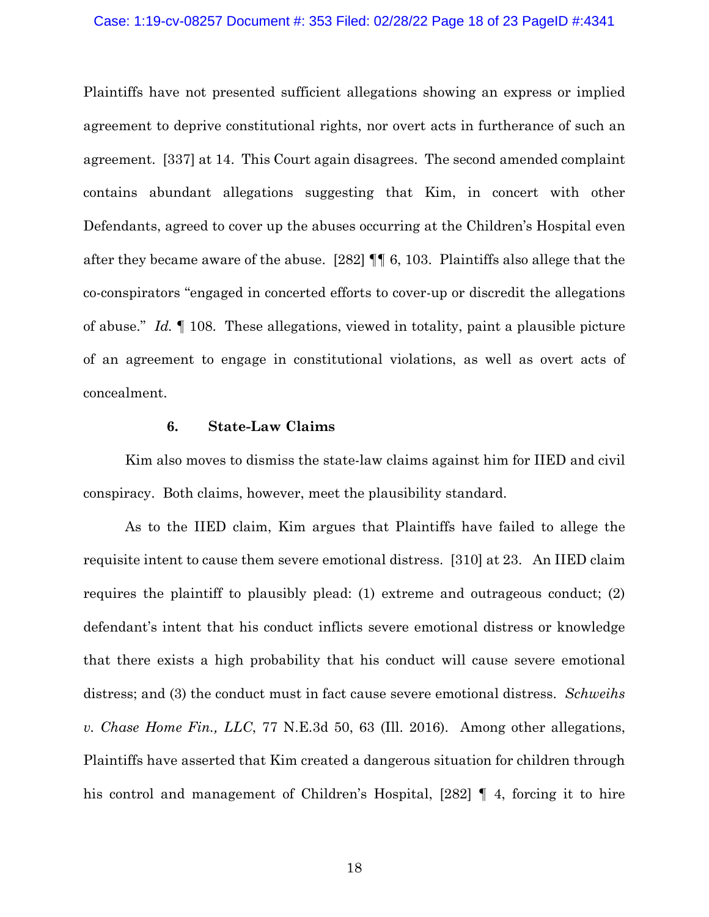Plaintiffs have not presented sufficient allegations showing an express or implied agreement to deprive constitutional rights, nor overt acts in furtherance of such an agreement. [337] at 14. This Court again disagrees. The second amended complaint contains abundant allegations suggesting that Kim, in concert with other Defendants, agreed to cover up the abuses occurring at the Children's Hospital even after they became aware of the abuse. [282] ¶¶ 6, 103. Plaintiffs also allege that the co-conspirators "engaged in concerted efforts to cover-up or discredit the allegations of abuse." *Id.* ¶ 108. These allegations, viewed in totality, paint a plausible picture of an agreement to engage in constitutional violations, as well as overt acts of concealment.

#### 6. State-Law Claims

Kim also moves to dismiss the state-law claims against him for IIED and civil conspiracy. Both claims, however, meet the plausibility standard.

As to the IIED claim, Kim argues that Plaintiffs have failed to allege the requisite intent to cause them severe emotional distress. [310] at 23. An IIED claim requires the plaintiff to plausibly plead: (1) extreme and outrageous conduct; (2) defendant's intent that his conduct inflicts severe emotional distress or knowledge that there exists a high probability that his conduct will cause severe emotional distress; and (3) the conduct must in fact cause severe emotional distress. *Schweihs v. Chase Home Fin., LLC*, 77 N.E.3d 50, 63 (Ill. 2016). Among other allegations, Plaintiffs have asserted that Kim created a dangerous situation for children through his control and management of Children's Hospital, [282] ¶ 4, forcing it to hire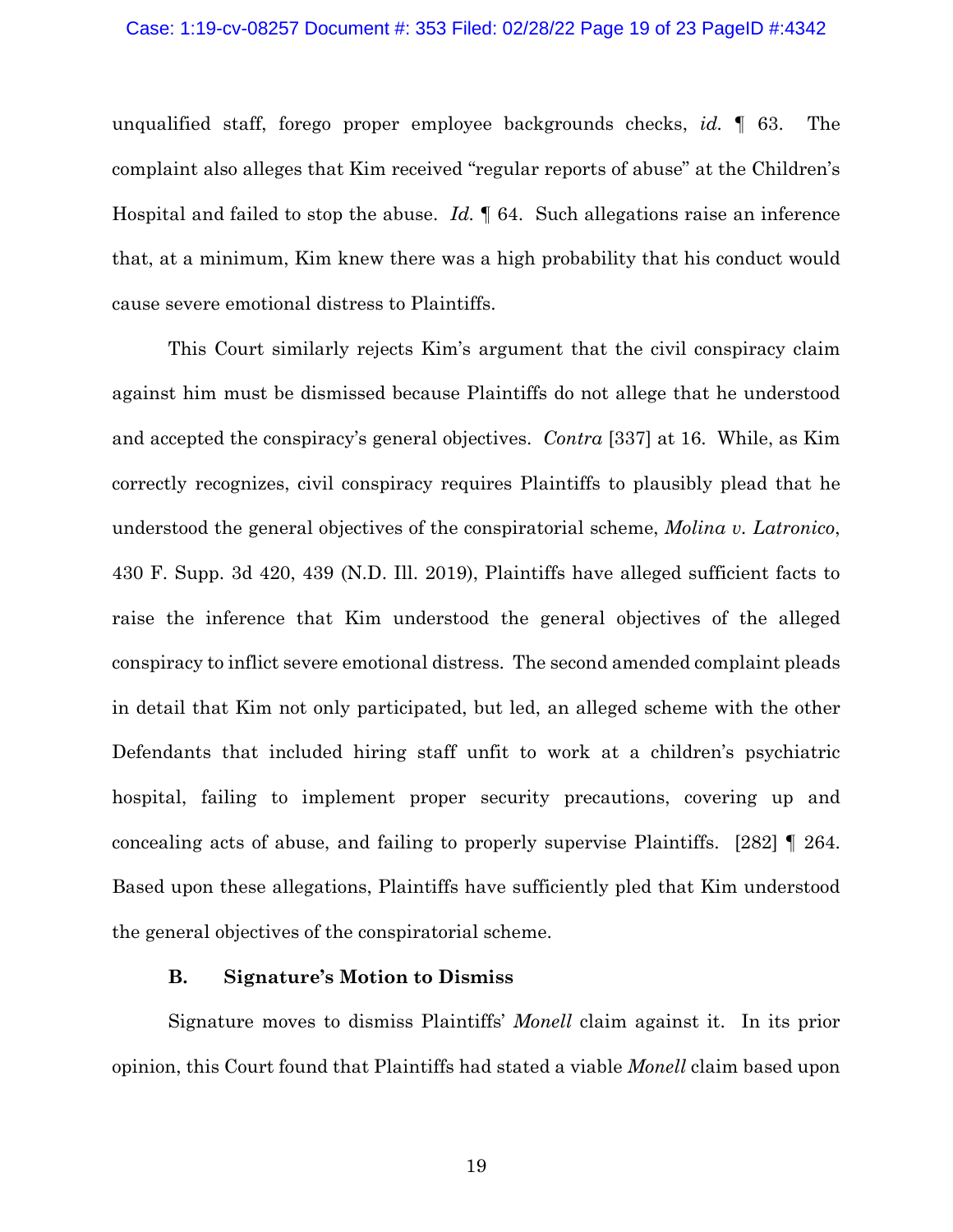unqualified staff, forego proper employee backgrounds checks, *id.* ¶ 63. The complaint also alleges that Kim received "regular reports of abuse" at the Children's Hospital and failed to stop the abuse. *Id.* ¶ 64. Such allegations raise an inference that, at a minimum, Kim knew there was a high probability that his conduct would cause severe emotional distress to Plaintiffs.

This Court similarly rejects Kim's argument that the civil conspiracy claim against him must be dismissed because Plaintiffs do not allege that he understood and accepted the conspiracy's general objectives. *Contra* [337] at 16. While, as Kim correctly recognizes, civil conspiracy requires Plaintiffs to plausibly plead that he understood the general objectives of the conspiratorial scheme, *Molina v. Latronico*, 430 F. Supp. 3d 420, 439 (N.D. Ill. 2019), Plaintiffs have alleged sufficient facts to raise the inference that Kim understood the general objectives of the alleged conspiracy to inflict severe emotional distress. The second amended complaint pleads in detail that Kim not only participated, but led, an alleged scheme with the other Defendants that included hiring staff unfit to work at a children's psychiatric hospital, failing to implement proper security precautions, covering up and concealing acts of abuse, and failing to properly supervise Plaintiffs. [282] ¶ 264. Based upon these allegations, Plaintiffs have sufficiently pled that Kim understood the general objectives of the conspiratorial scheme.

### B. Signature's Motion to Dismiss

Signature moves to dismiss Plaintiffs' *Monell* claim against it. In its prior opinion, this Court found that Plaintiffs had stated a viable *Monell* claim based upon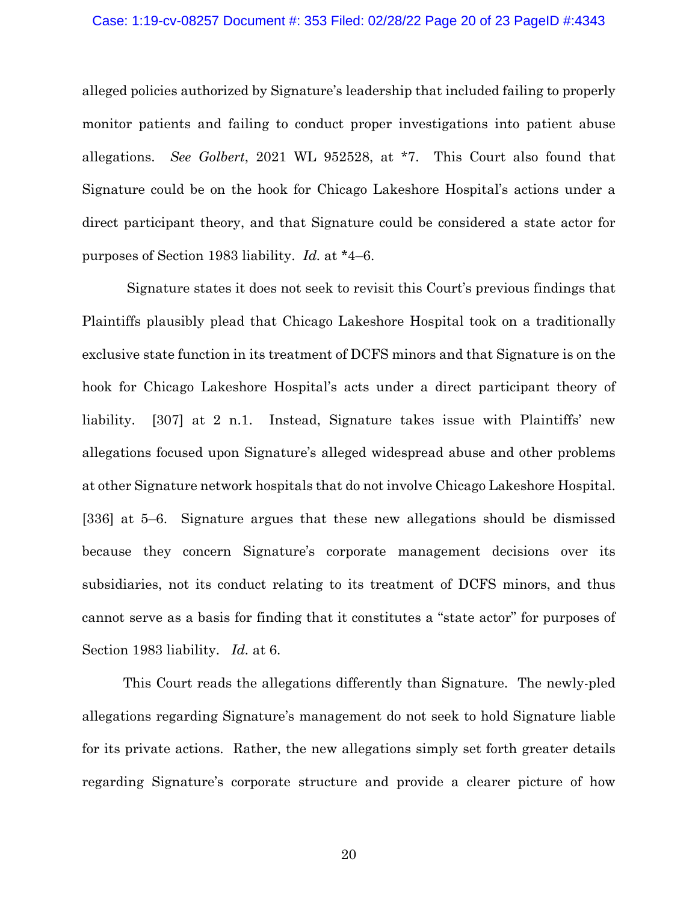alleged policies authorized by Signature's leadership that included failing to properly monitor patients and failing to conduct proper investigations into patient abuse allegations. *See Golbert*, 2021 WL 952528, at *7. This Court also found that Signature could be on the hook for Chicago Lakeshore Hospital's actions under a direct participant theory, and that Signature could be considered a state actor for purposes of Section 1983 liability. *Id.* at *4–6.

Signature states it does not seek to revisit this Court's previous findings that Plaintiffs plausibly plead that Chicago Lakeshore Hospital took on a traditionally exclusive state function in its treatment of DCFS minors and that Signature is on the hook for Chicago Lakeshore Hospital's acts under a direct participant theory of liability. [307] at 2 n.1. Instead, Signature takes issue with Plaintiffs' new allegations focused upon Signature's alleged widespread abuse and other problems at other Signature network hospitals that do not involve Chicago Lakeshore Hospital. [336] at 5–6. Signature argues that these new allegations should be dismissed because they concern Signature's corporate management decisions over its subsidiaries, not its conduct relating to its treatment of DCFS minors, and thus cannot serve as a basis for finding that it constitutes a "state actor" for purposes of Section 1983 liability. *Id.* at 6.

This Court reads the allegations differently than Signature. The newly-pled allegations regarding Signature's management do not seek to hold Signature liable for its private actions. Rather, the new allegations simply set forth greater details regarding Signature's corporate structure and provide a clearer picture of how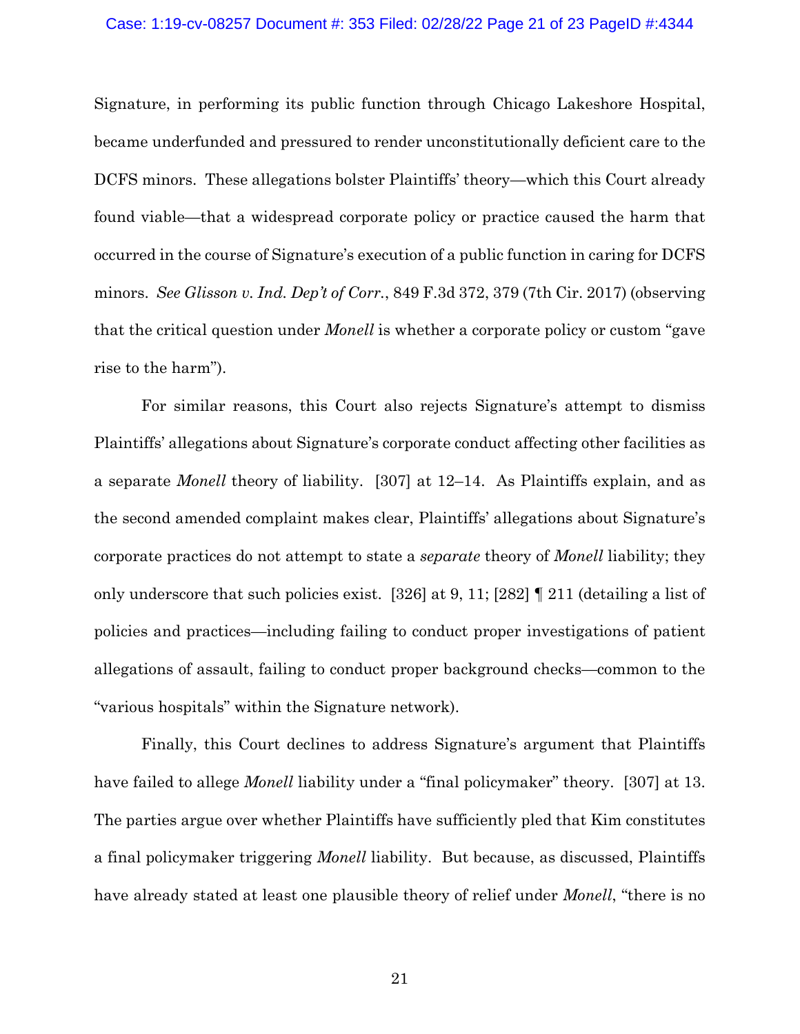Signature, in performing its public function through Chicago Lakeshore Hospital, became underfunded and pressured to render unconstitutionally deficient care to the DCFS minors. These allegations bolster Plaintiffs' theory—which this Court already found viable—that a widespread corporate policy or practice caused the harm that occurred in the course of Signature's execution of a public function in caring for DCFS minors. *See Glisson v. Ind. Dep't of Corr.*, 849 F.3d 372, 379 (7th Cir. 2017) (observing that the critical question under *Monell* is whether a corporate policy or custom "gave rise to the harm").

For similar reasons, this Court also rejects Signature's attempt to dismiss Plaintiffs' allegations about Signature's corporate conduct affecting other facilities as a separate *Monell* theory of liability. [307] at 12–14. As Plaintiffs explain, and as the second amended complaint makes clear, Plaintiffs' allegations about Signature's corporate practices do not attempt to state a *separate* theory of *Monell* liability; they only underscore that such policies exist. [326] at 9, 11; [282] ¶ 211 (detailing a list of policies and practices—including failing to conduct proper investigations of patient allegations of assault, failing to conduct proper background checks—common to the "various hospitals" within the Signature network).

Finally, this Court declines to address Signature's argument that Plaintiffs have failed to allege *Monell* liability under a "final policymaker" theory. [307] at 13. The parties argue over whether Plaintiffs have sufficiently pled that Kim constitutes a final policymaker triggering *Monell* liability. But because, as discussed, Plaintiffs have already stated at least one plausible theory of relief under *Monell*, "there is no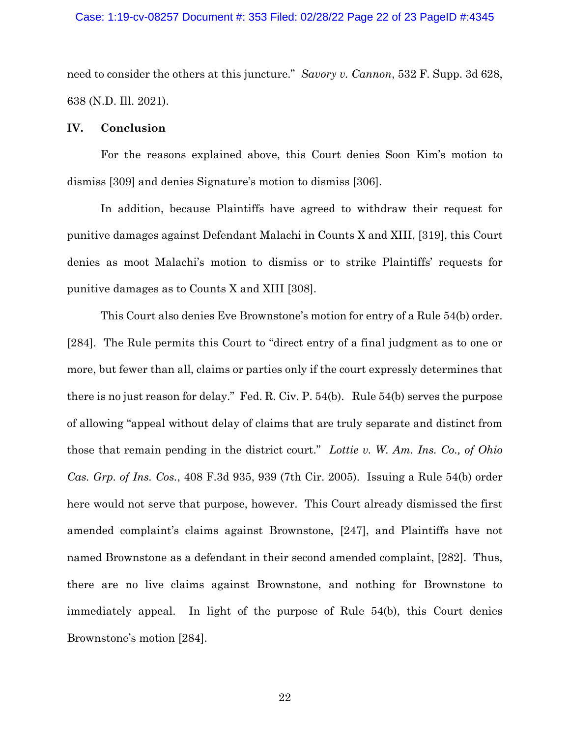need to consider the others at this juncture." *Savory v. Cannon*, 532 F. Supp. 3d 628, 638 (N.D. Ill. 2021).

## IV. Conclusion

For the reasons explained above, this Court denies Soon Kim's motion to dismiss [309] and denies Signature's motion to dismiss [306].

In addition, because Plaintiffs have agreed to withdraw their request for punitive damages against Defendant Malachi in Counts X and XIII, [319], this Court denies as moot Malachi's motion to dismiss or to strike Plaintiffs' requests for punitive damages as to Counts X and XIII [308].

This Court also denies Eve Brownstone's motion for entry of a Rule 54(b) order. [284]. The Rule permits this Court to "direct entry of a final judgment as to one or more, but fewer than all, claims or parties only if the court expressly determines that there is no just reason for delay." Fed. R. Civ. P. 54(b). Rule 54(b) serves the purpose of allowing "appeal without delay of claims that are truly separate and distinct from those that remain pending in the district court." *Lottie v. W. Am. Ins. Co., of Ohio Cas. Grp. of Ins. Cos.*, 408 F.3d 935, 939 (7th Cir. 2005). Issuing a Rule 54(b) order here would not serve that purpose, however. This Court already dismissed the first amended complaint's claims against Brownstone, [247], and Plaintiffs have not named Brownstone as a defendant in their second amended complaint, [282]. Thus, there are no live claims against Brownstone, and nothing for Brownstone to immediately appeal. In light of the purpose of Rule 54(b), this Court denies Brownstone's motion [284].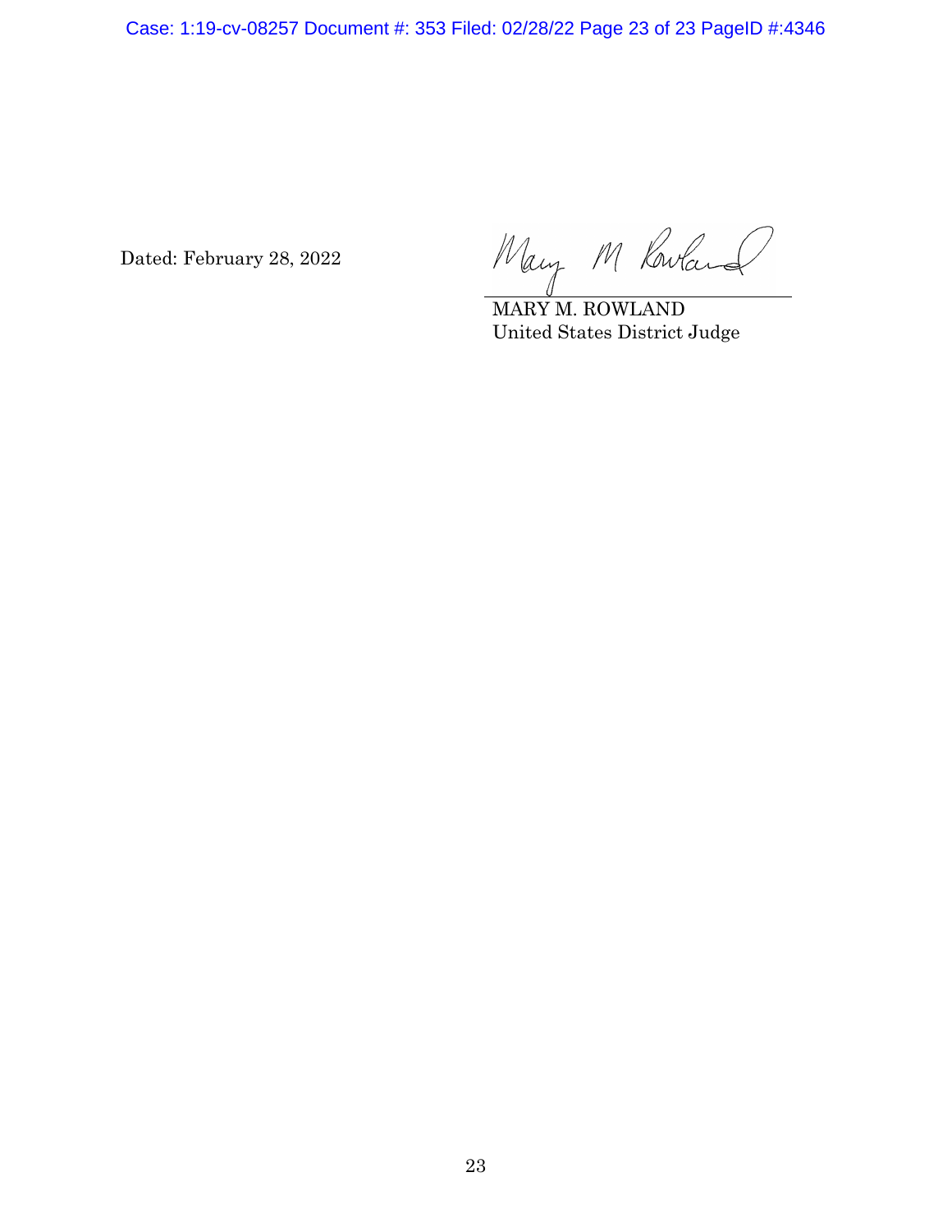Dated: February 28, 2022

MARY M. ROWLAND
United States District Judge